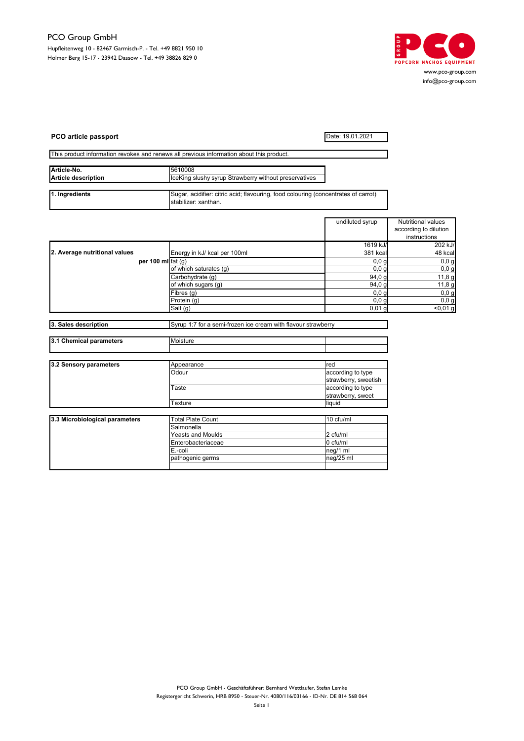PCO Group GmbH
Hupfleitenweg 10 - 82467 Garmisch-P. - Tel. +49 8821 950 10
Holmer Berg 15-17 - 23942 Dassow - Tel. +49 38826 829 0

www.pco-group.com
info@pco-group.com

**PCO article passport**

Date: 19.01.2021

This product information revokes and renews all previous information about this product.

| | |
|---|---|
| **Article-No.** | 5610008 |
| **Article description** | IceKing slushy syrup Strawberry without preservatives |

| | |
|---|---|
| **1. Ingredients** | Sugar, acidifier: citric acid; flavouring, food colouring (concentrates of carrot) stabilizer: xanthan. |

| | | undiluted syrup | Nutritional values according to dilution instructions |
|---|---|---|---|
| **2. Average nutritional values** | Energy in kJ/ kcal per 100ml | 1619 kJ/ 381 kcal | 202 kJ/ 48 kcal |
| **per 100 ml** | fat (g) | 0,0 g | 0,0 g |
| | of which saturates (g) | 0,0 g | 0,0 g |
| | Carbohydrate (g) | 94,0 g | 11,8 g |
| | of which sugars (g) | 94,0 g | 11,8 g |
| | Fibres (g) | 0,0 g | 0,0 g |
| | Protein (g) | 0,0 g | 0,0 g |
| | Salt (g) | 0,01 g | <0,01 g |

| | |
|---|---|
| **3. Sales description** | Syrup 1:7 for a semi-frozen ice cream with flavour strawberry |

| | | |
|---|---|---|
| **3.1 Chemical parameters** | Moisture | |
| | | |

| | | |
|---|---|---|
| **3.2 Sensory parameters** | Appearance | red |
| | Odour | according to type strawberry, sweetish |
| | Taste | according to type strawberry, sweet |
| | Texture | liquid |

| | | |
|---|---|---|
| **3.3 Microbiological parameters** | Total Plate Count | 10 cfu/ml |
| | Salmonella | |
| | Yeasts and Moulds | 2 cfu/ml |
| | Enterobacteriaceae | 0 cfu/ml |
| | E.-coli | neg/1 ml |
| | pathogenic germs | neg/25 ml |
| | | |

PCO Group GmbH - Geschäftsführer: Bernhard Wettlaufer, Stefan Lemke
Registergericht Schwerin, HRB 8950 - Steuer-Nr. 4080/116/03166 - ID-Nr. DE 814 568 064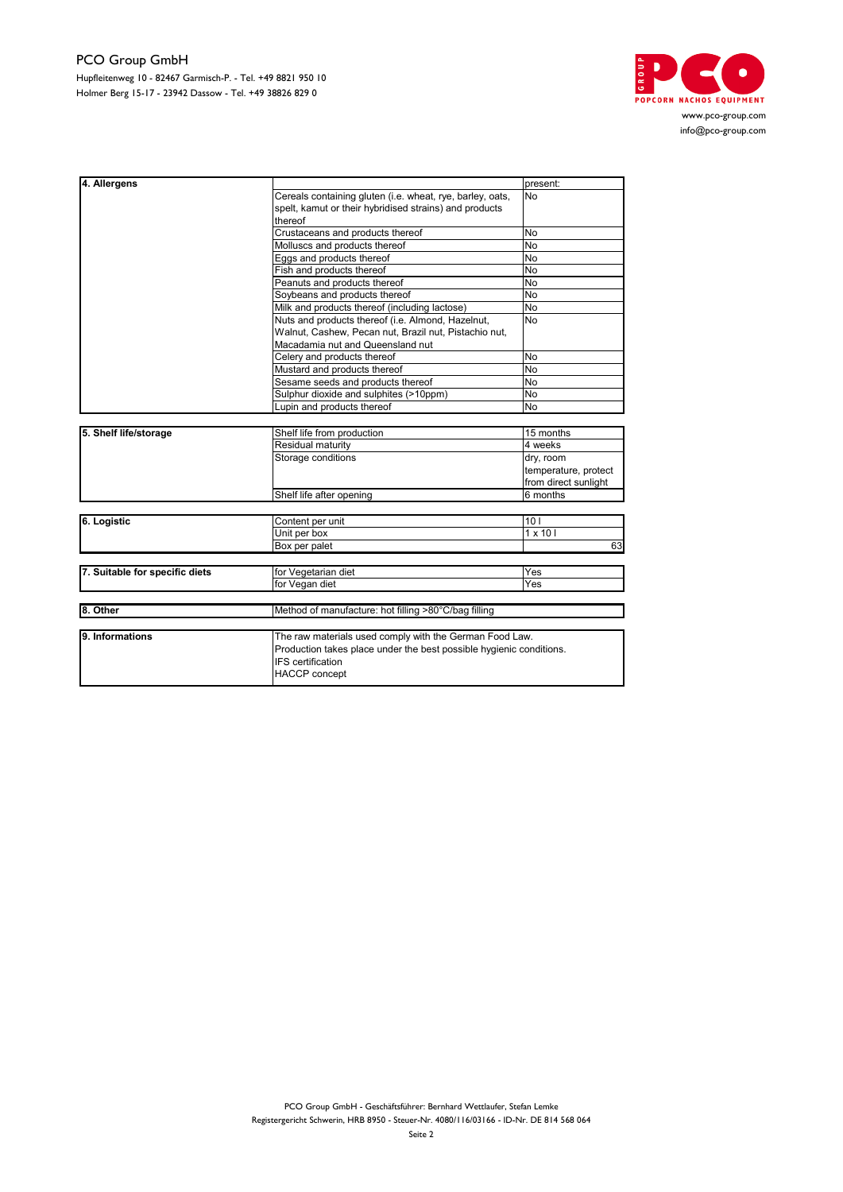| 4. Allergens | | present: |
|---|---|---|
| | Cereals containing gluten (i.e. wheat, rye, barley, oats, spelt, kamut or their hybridised strains) and products thereof | No |
| | Crustaceans and products thereof | No |
| | Molluscs and products thereof | No |
| | Eggs and products thereof | No |
| | Fish and products thereof | No |
| | Peanuts and products thereof | No |
| | Soybeans and products thereof | No |
| | Milk and products thereof (including lactose) | No |
| | Nuts and products thereof (i.e. Almond, Hazelnut, Walnut, Cashew, Pecan nut, Brazil nut, Pistachio nut, Macadamia nut and Queensland nut | No |
| | Celery and products thereof | No |
| | Mustard and products thereof | No |
| | Sesame seeds and products thereof | No |
| | Sulphur dioxide and sulphites (>10ppm) | No |
| | Lupin and products thereof | No |

| 5. Shelf life/storage | Shelf life from production | 15 months |
|---|---|---|
| | Residual maturity | 4 weeks |
| | Storage conditions | dry, room temperature, protect from direct sunlight |
| | Shelf life after opening | 6 months |

| 6. Logistic | Content per unit | 10 l |
|---|---|---|
| | Unit per box | 1 x 10 l |
| | Box per palet | 63 |

| 7. Suitable for specific diets | for Vegetarian diet | Yes |
|---|---|---|
| | for Vegan diet | Yes |

| 8. Other | Method of manufacture: hot filling >80°C/bag filling |
|---|---|

| 9. Informations | The raw materials used comply with the German Food Law.<br>Production takes place under the best possible hygienic conditions.<br>IFS certification<br>HACCP concept |
|---|---|